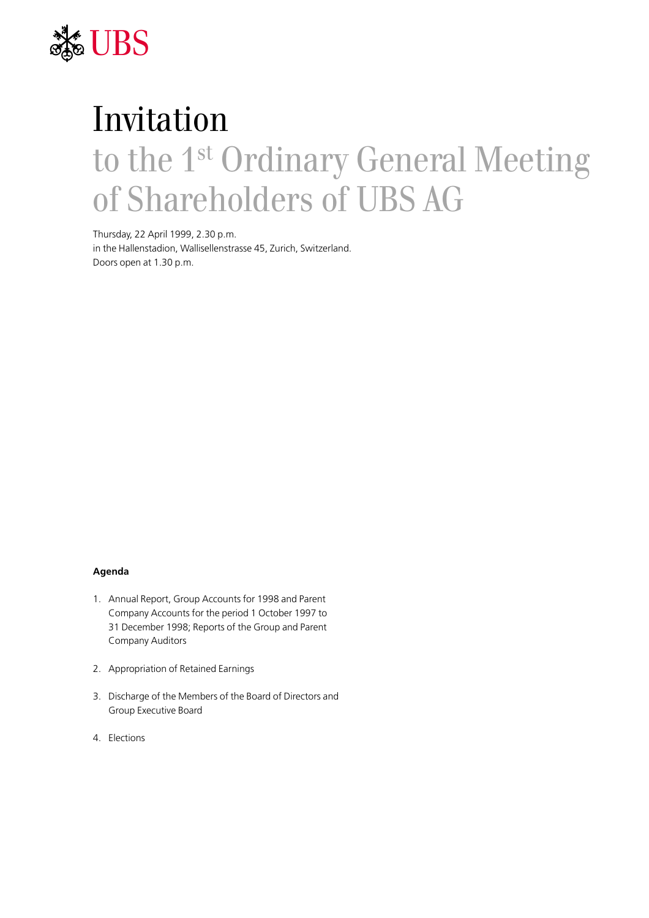UBS

# Invitation

## to the 1st Ordinary General Meeting of Shareholders of UBS AG

Thursday, 22 April 1999, 2.30 p.m.
in the Hallenstadion, Wallisellenstrasse 45, Zurich, Switzerland.
Doors open at 1.30 p.m.

**Agenda**

1. Annual Report, Group Accounts for 1998 and Parent Company Accounts for the period 1 October 1997 to 31 December 1998; Reports of the Group and Parent Company Auditors

2. Appropriation of Retained Earnings

3. Discharge of the Members of the Board of Directors and Group Executive Board

4. Elections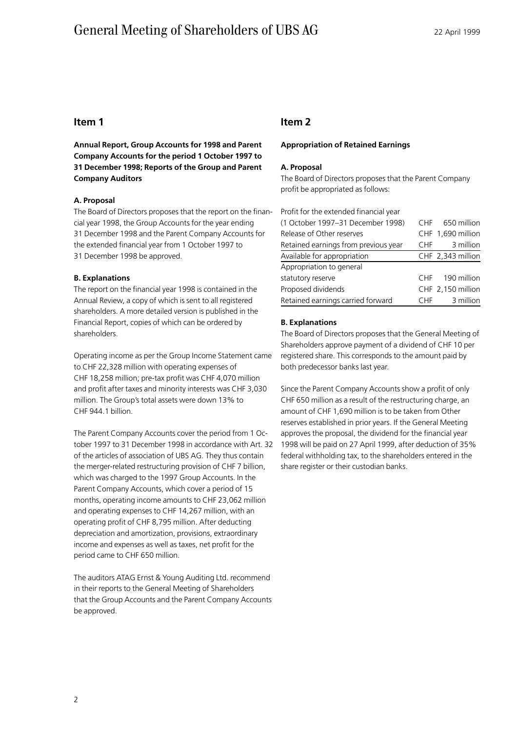## Item 1

**Annual Report, Group Accounts for 1998 and Parent Company Accounts for the period 1 October 1997 to 31 December 1998; Reports of the Group and Parent Company Auditors**

**A. Proposal**

The Board of Directors proposes that the report on the financial year 1998, the Group Accounts for the year ending 31 December 1998 and the Parent Company Accounts for the extended financial year from 1 October 1997 to 31 December 1998 be approved.

**B. Explanations**

The report on the financial year 1998 is contained in the Annual Review, a copy of which is sent to all registered shareholders. A more detailed version is published in the Financial Report, copies of which can be ordered by shareholders.

Operating income as per the Group Income Statement came to CHF 22,328 million with operating expenses of CHF 18,258 million; pre-tax profit was CHF 4,070 million and profit after taxes and minority interests was CHF 3,030 million. The Group's total assets were down 13% to CHF 944.1 billion.

The Parent Company Accounts cover the period from 1 October 1997 to 31 December 1998 in accordance with Art. 32 of the articles of association of UBS AG. They thus contain the merger-related restructuring provision of CHF 7 billion, which was charged to the 1997 Group Accounts. In the Parent Company Accounts, which cover a period of 15 months, operating income amounts to CHF 23,062 million and operating expenses to CHF 14,267 million, with an operating profit of CHF 8,795 million. After deducting depreciation and amortization, provisions, extraordinary income and expenses as well as taxes, net profit for the period came to CHF 650 million.

The auditors ATAG Ernst & Young Auditing Ltd. recommend in their reports to the General Meeting of Shareholders that the Group Accounts and the Parent Company Accounts be approved.

## Item 2

**Appropriation of Retained Earnings**

**A. Proposal**

The Board of Directors proposes that the Parent Company profit be appropriated as follows:

| | |
|---|---|
| Profit for the extended financial year (1 October 1997–31 December 1998) | CHF 650 million |
| Release of Other reserves | CHF 1,690 million |
| Retained earnings from previous year | CHF 3 million |
| Available for appropriation | CHF 2,343 million |
| Appropriation to general statutory reserve | CHF 190 million |
| Proposed dividends | CHF 2,150 million |
| Retained earnings carried forward | CHF 3 million |

**B. Explanations**

The Board of Directors proposes that the General Meeting of Shareholders approve payment of a dividend of CHF 10 per registered share. This corresponds to the amount paid by both predecessor banks last year.

Since the Parent Company Accounts show a profit of only CHF 650 million as a result of the restructuring charge, an amount of CHF 1,690 million is to be taken from Other reserves established in prior years. If the General Meeting approves the proposal, the dividend for the financial year 1998 will be paid on 27 April 1999, after deduction of 35% federal withholding tax, to the shareholders entered in the share register or their custodian banks.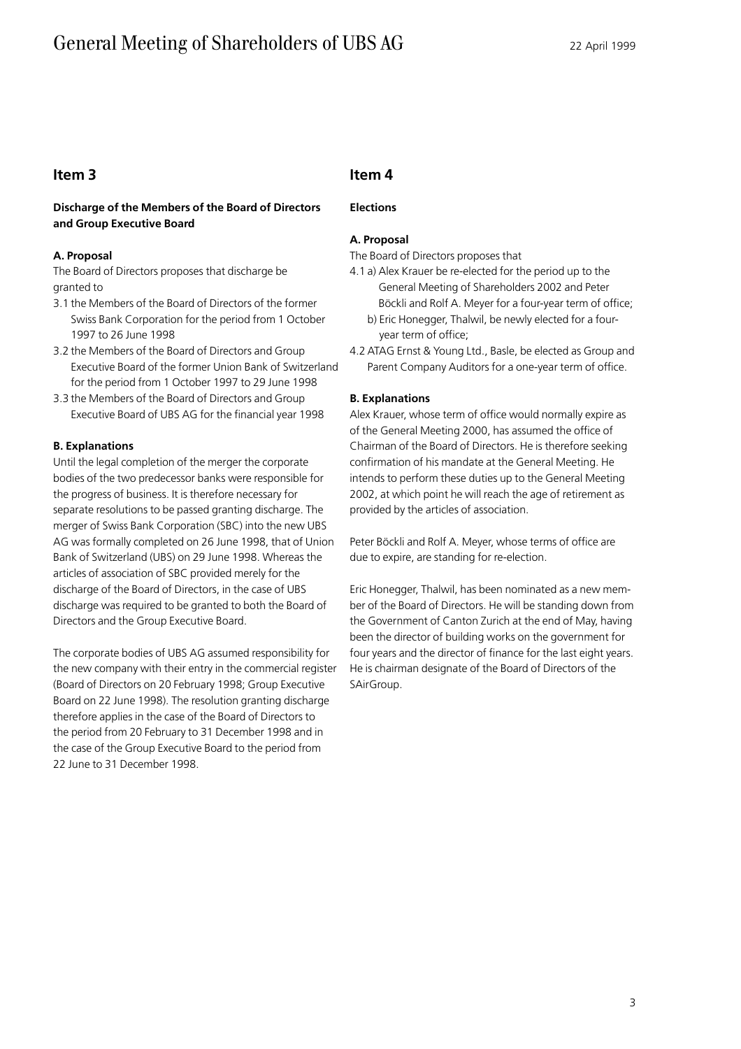## Item 3

**Discharge of the Members of the Board of Directors and Group Executive Board**

**A. Proposal**

The Board of Directors proposes that discharge be granted to

3.1 the Members of the Board of Directors of the former Swiss Bank Corporation for the period from 1 October 1997 to 26 June 1998

3.2 the Members of the Board of Directors and Group Executive Board of the former Union Bank of Switzerland for the period from 1 October 1997 to 29 June 1998

3.3 the Members of the Board of Directors and Group Executive Board of UBS AG for the financial year 1998

**B. Explanations**

Until the legal completion of the merger the corporate bodies of the two predecessor banks were responsible for the progress of business. It is therefore necessary for separate resolutions to be passed granting discharge. The merger of Swiss Bank Corporation (SBC) into the new UBS AG was formally completed on 26 June 1998, that of Union Bank of Switzerland (UBS) on 29 June 1998. Whereas the articles of association of SBC provided merely for the discharge of the Board of Directors, in the case of UBS discharge was required to be granted to both the Board of Directors and the Group Executive Board.

The corporate bodies of UBS AG assumed responsibility for the new company with their entry in the commercial register (Board of Directors on 20 February 1998; Group Executive Board on 22 June 1998). The resolution granting discharge therefore applies in the case of the Board of Directors to the period from 20 February to 31 December 1998 and in the case of the Group Executive Board to the period from 22 June to 31 December 1998.

## Item 4

**Elections**

**A. Proposal**

The Board of Directors proposes that

4.1 a) Alex Krauer be re-elected for the period up to the General Meeting of Shareholders 2002 and Peter Böckli and Rolf A. Meyer for a four-year term of office;

b) Eric Honegger, Thalwil, be newly elected for a four-year term of office;

4.2 ATAG Ernst & Young Ltd., Basle, be elected as Group and Parent Company Auditors for a one-year term of office.

**B. Explanations**

Alex Krauer, whose term of office would normally expire as of the General Meeting 2000, has assumed the office of Chairman of the Board of Directors. He is therefore seeking confirmation of his mandate at the General Meeting. He intends to perform these duties up to the General Meeting 2002, at which point he will reach the age of retirement as provided by the articles of association.

Peter Böckli and Rolf A. Meyer, whose terms of office are due to expire, are standing for re-election.

Eric Honegger, Thalwil, has been nominated as a new member of the Board of Directors. He will be standing down from the Government of Canton Zurich at the end of May, having been the director of building works on the government for four years and the director of finance for the last eight years. He is chairman designate of the Board of Directors of the SAirGroup.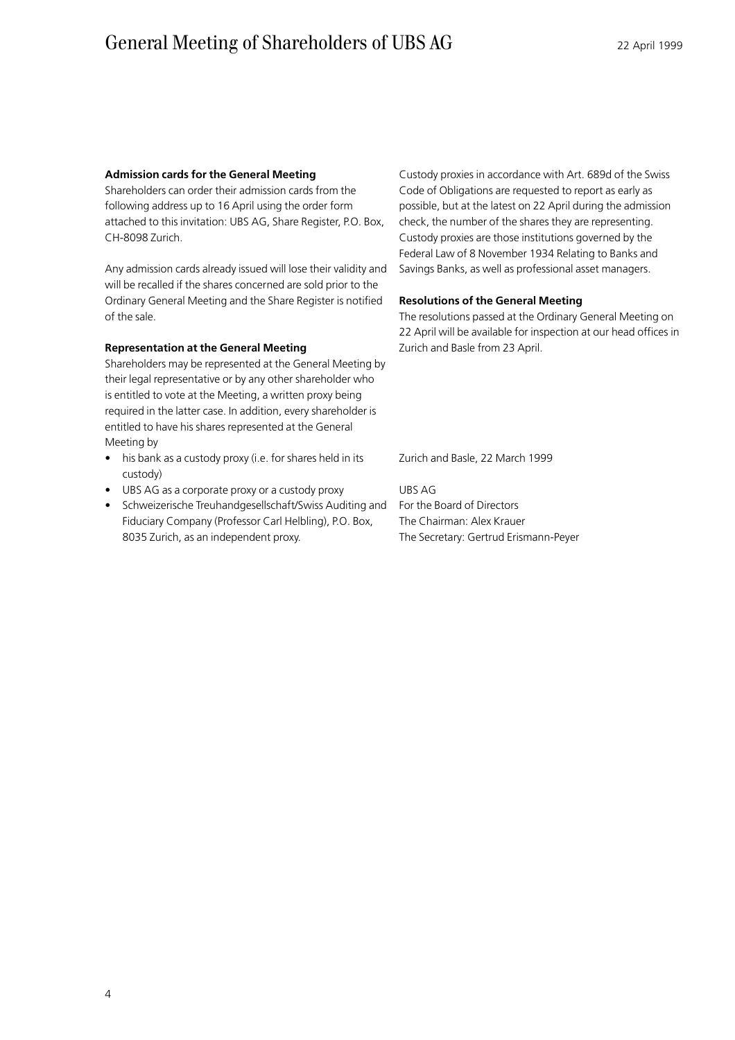**Admission cards for the General Meeting**

Shareholders can order their admission cards from the following address up to 16 April using the order form attached to this invitation: UBS AG, Share Register, P.O. Box, CH-8098 Zurich.

Any admission cards already issued will lose their validity and will be recalled if the shares concerned are sold prior to the Ordinary General Meeting and the Share Register is notified of the sale.

**Representation at the General Meeting**

Shareholders may be represented at the General Meeting by their legal representative or by any other shareholder who is entitled to vote at the Meeting, a written proxy being required in the latter case. In addition, every shareholder is entitled to have his shares represented at the General Meeting by

- his bank as a custody proxy (i.e. for shares held in its custody)
- UBS AG as a corporate proxy or a custody proxy
- Schweizerische Treuhandgesellschaft/Swiss Auditing and Fiduciary Company (Professor Carl Helbling), P.O. Box, 8035 Zurich, as an independent proxy.

Custody proxies in accordance with Art. 689d of the Swiss Code of Obligations are requested to report as early as possible, but at the latest on 22 April during the admission check, the number of the shares they are representing. Custody proxies are those institutions governed by the Federal Law of 8 November 1934 Relating to Banks and Savings Banks, as well as professional asset managers.

**Resolutions of the General Meeting**

The resolutions passed at the Ordinary General Meeting on 22 April will be available for inspection at our head offices in Zurich and Basle from 23 April.

Zurich and Basle, 22 March 1999

UBS AG
For the Board of Directors
The Chairman: Alex Krauer
The Secretary: Gertrud Erismann-Peyer